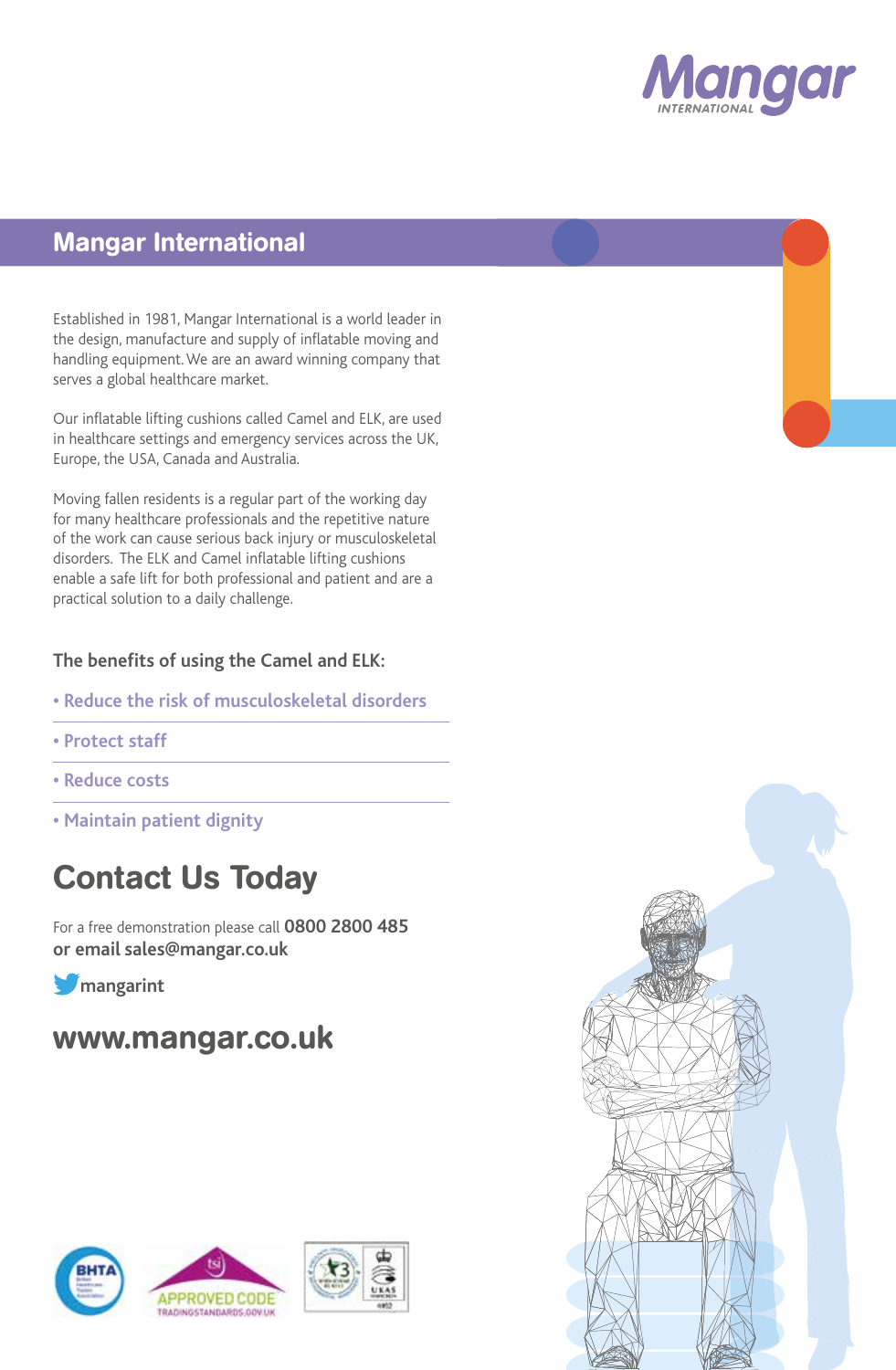Mangar INTERNATIONAL

## Mangar International

Established in 1981, Mangar International is a world leader in the design, manufacture and supply of inflatable moving and handling equipment. We are an award winning company that serves a global healthcare market.

Our inflatable lifting cushions called Camel and ELK, are used in healthcare settings and emergency services across the UK, Europe, the USA, Canada and Australia.

Moving fallen residents is a regular part of the working day for many healthcare professionals and the repetitive nature of the work can cause serious back injury or musculoskeletal disorders. The ELK and Camel inflatable lifting cushions enable a safe lift for both professional and patient and are a practical solution to a daily challenge.

### The benefits of using the Camel and ELK:

- Reduce the risk of musculoskeletal disorders
- Protect staff
- Reduce costs
- Maintain patient dignity

## Contact Us Today

For a free demonstration please call **0800 2800 485**
**or email sales@mangar.co.uk**

**mangarint**

## www.mangar.co.uk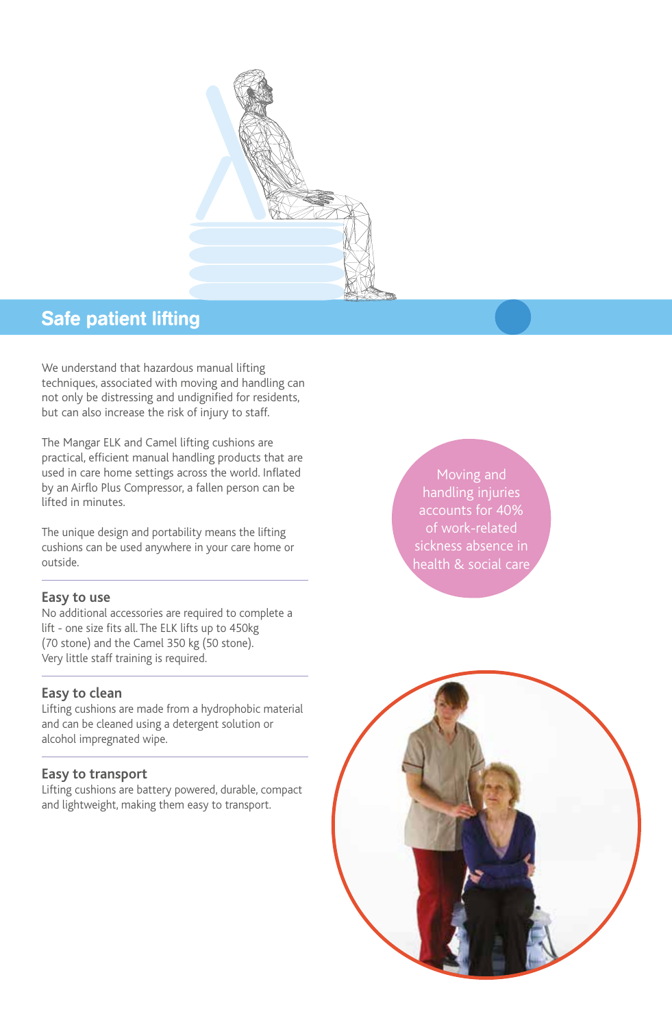## Safe patient lifting

We understand that hazardous manual lifting techniques, associated with moving and handling can not only be distressing and undignified for residents, but can also increase the risk of injury to staff.

The Mangar ELK and Camel lifting cushions are practical, efficient manual handling products that are used in care home settings across the world. Inflated by an Airflo Plus Compressor, a fallen person can be lifted in minutes.

The unique design and portability means the lifting cushions can be used anywhere in your care home or outside.

Moving and handling injuries accounts for 40% of work-related sickness absence in health & social care

---

### Easy to use

No additional accessories are required to complete a lift - one size fits all. The ELK lifts up to 450kg (70 stone) and the Camel 350 kg (50 stone). Very little staff training is required.

---

### Easy to clean

Lifting cushions are made from a hydrophobic material and can be cleaned using a detergent solution or alcohol impregnated wipe.

---

### Easy to transport

Lifting cushions are battery powered, durable, compact and lightweight, making them easy to transport.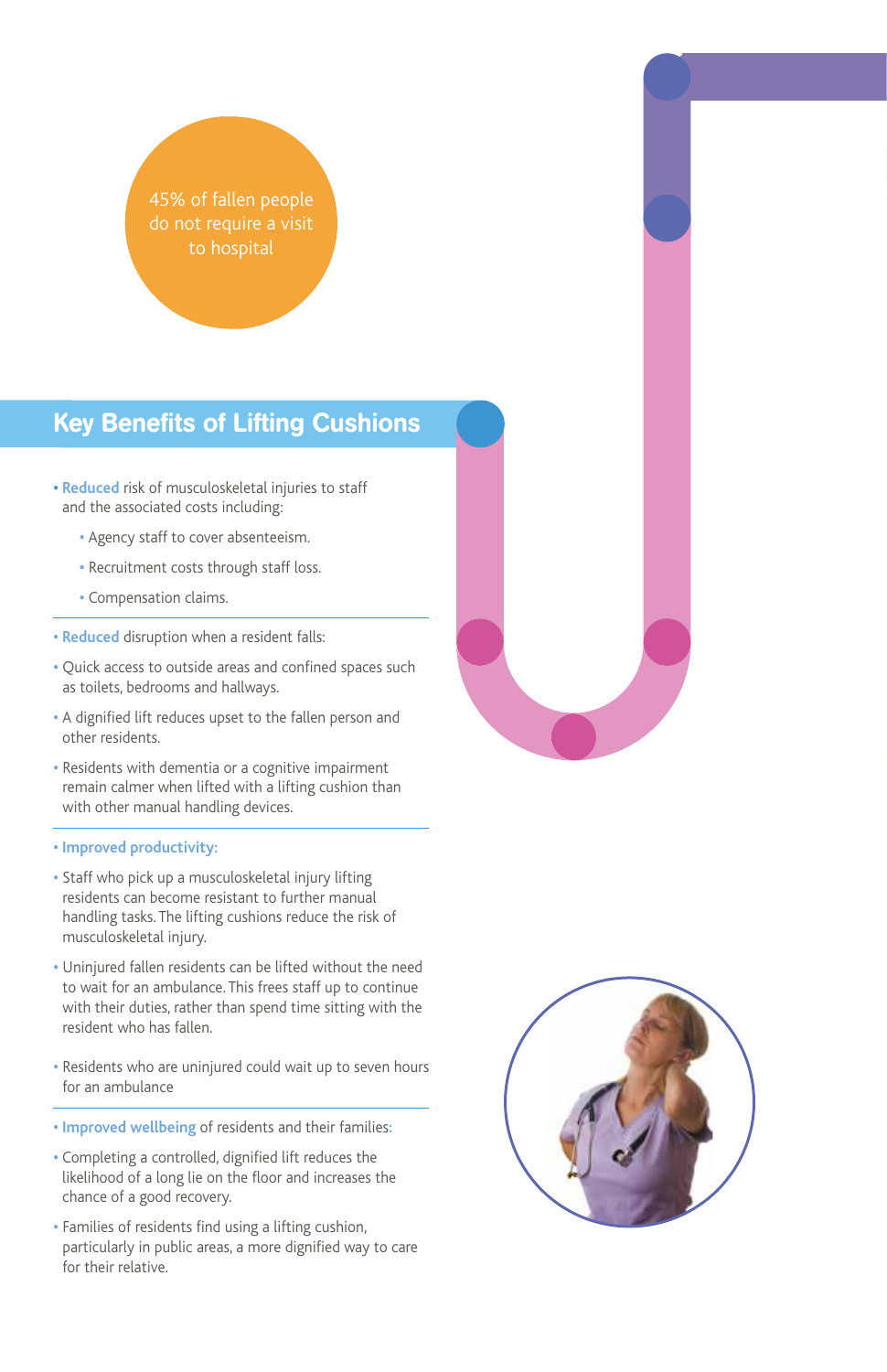45% of fallen people do not require a visit to hospital

## Key Benefits of Lifting Cushions

- **Reduced** risk of musculoskeletal injuries to staff and the associated costs including:
  - Agency staff to cover absenteeism.
  - Recruitment costs through staff loss.
  - Compensation claims.

- **Reduced** disruption when a resident falls:
- Quick access to outside areas and confined spaces such as toilets, bedrooms and hallways.
- A dignified lift reduces upset to the fallen person and other residents.
- Residents with dementia or a cognitive impairment remain calmer when lifted with a lifting cushion than with other manual handling devices.

- **Improved productivity:**
- Staff who pick up a musculoskeletal injury lifting residents can become resistant to further manual handling tasks. The lifting cushions reduce the risk of musculoskeletal injury.
- Uninjured fallen residents can be lifted without the need to wait for an ambulance. This frees staff up to continue with their duties, rather than spend time sitting with the resident who has fallen.
- Residents who are uninjured could wait up to seven hours for an ambulance

- **Improved wellbeing** of residents and their families:
- Completing a controlled, dignified lift reduces the likelihood of a long lie on the floor and increases the chance of a good recovery.
- Families of residents find using a lifting cushion, particularly in public areas, a more dignified way to care for their relative.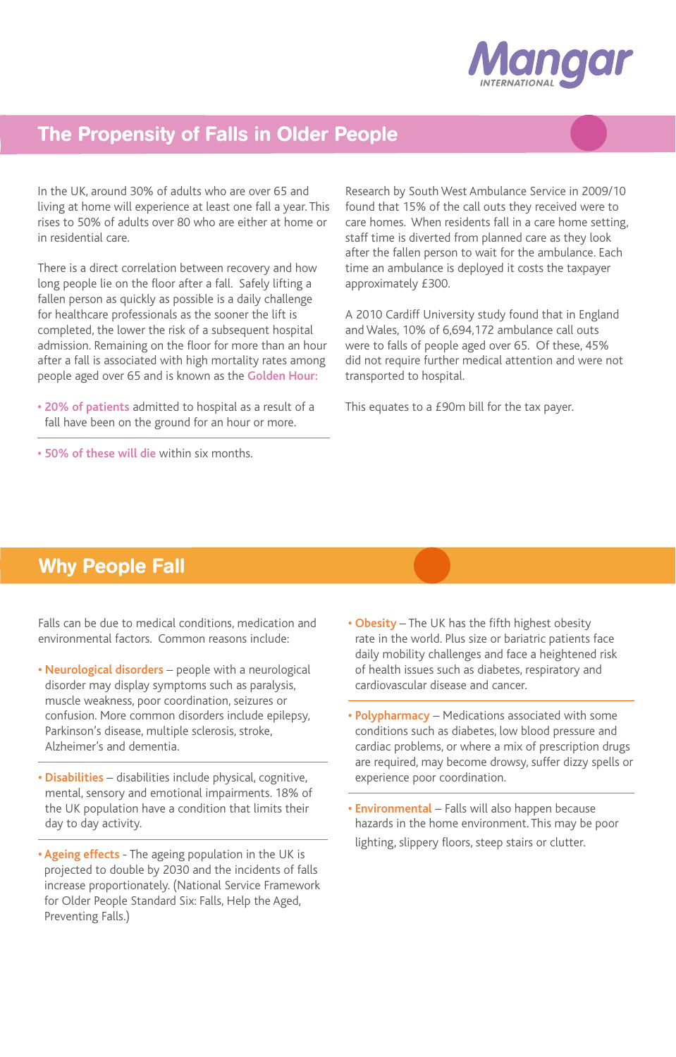## The Propensity of Falls in Older People

In the UK, around 30% of adults who are over 65 and living at home will experience at least one fall a year. This rises to 50% of adults over 80 who are either at home or in residential care.

There is a direct correlation between recovery and how long people lie on the floor after a fall. Safely lifting a fallen person as quickly as possible is a daily challenge for healthcare professionals as the sooner the lift is completed, the lower the risk of a subsequent hospital admission. Remaining on the floor for more than an hour after a fall is associated with high mortality rates among people aged over 65 and is known as the **Golden Hour:**

- **20% of patients** admitted to hospital as a result of a fall have been on the ground for an hour or more.
- **50% of these will die** within six months.

Research by South West Ambulance Service in 2009/10 found that 15% of the call outs they received were to care homes. When residents fall in a care home setting, staff time is diverted from planned care as they look after the fallen person to wait for the ambulance. Each time an ambulance is deployed it costs the taxpayer approximately £300.

A 2010 Cardiff University study found that in England and Wales, 10% of 6,694,172 ambulance call outs were to falls of people aged over 65. Of these, 45% did not require further medical attention and were not transported to hospital.

This equates to a £90m bill for the tax payer.

## Why People Fall

Falls can be due to medical conditions, medication and environmental factors. Common reasons include:

- **Neurological disorders** – people with a neurological disorder may display symptoms such as paralysis, muscle weakness, poor coordination, seizures or confusion. More common disorders include epilepsy, Parkinson's disease, multiple sclerosis, stroke, Alzheimer's and dementia.
- **Disabilities** – disabilities include physical, cognitive, mental, sensory and emotional impairments. 18% of the UK population have a condition that limits their day to day activity.
- **Ageing effects** - The ageing population in the UK is projected to double by 2030 and the incidents of falls increase proportionately. (National Service Framework for Older People Standard Six: Falls, Help the Aged, Preventing Falls.)
- **Obesity** – The UK has the fifth highest obesity rate in the world. Plus size or bariatric patients face daily mobility challenges and face a heightened risk of health issues such as diabetes, respiratory and cardiovascular disease and cancer.
- **Polypharmacy** – Medications associated with some conditions such as diabetes, low blood pressure and cardiac problems, or where a mix of prescription drugs are required, may become drowsy, suffer dizzy spells or experience poor coordination.
- **Environmental** – Falls will also happen because hazards in the home environment. This may be poor lighting, slippery floors, steep stairs or clutter.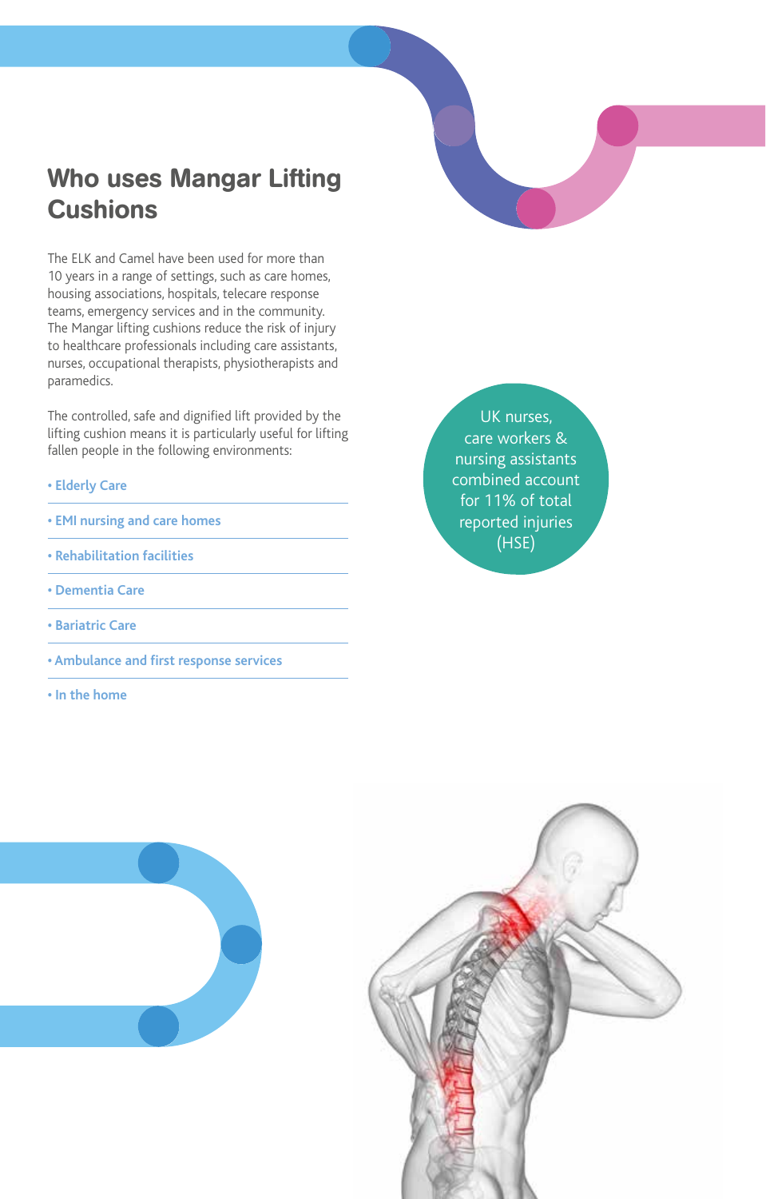## Who uses Mangar Lifting Cushions

The ELK and Camel have been used for more than 10 years in a range of settings, such as care homes, housing associations, hospitals, telecare response teams, emergency services and in the community. The Mangar lifting cushions reduce the risk of injury to healthcare professionals including care assistants, nurses, occupational therapists, physiotherapists and paramedics.

The controlled, safe and dignified lift provided by the lifting cushion means it is particularly useful for lifting fallen people in the following environments:

- Elderly Care
- EMI nursing and care homes
- Rehabilitation facilities
- Dementia Care
- Bariatric Care
- Ambulance and first response services
- In the home

UK nurses, care workers & nursing assistants combined account for 11% of total reported injuries (HSE)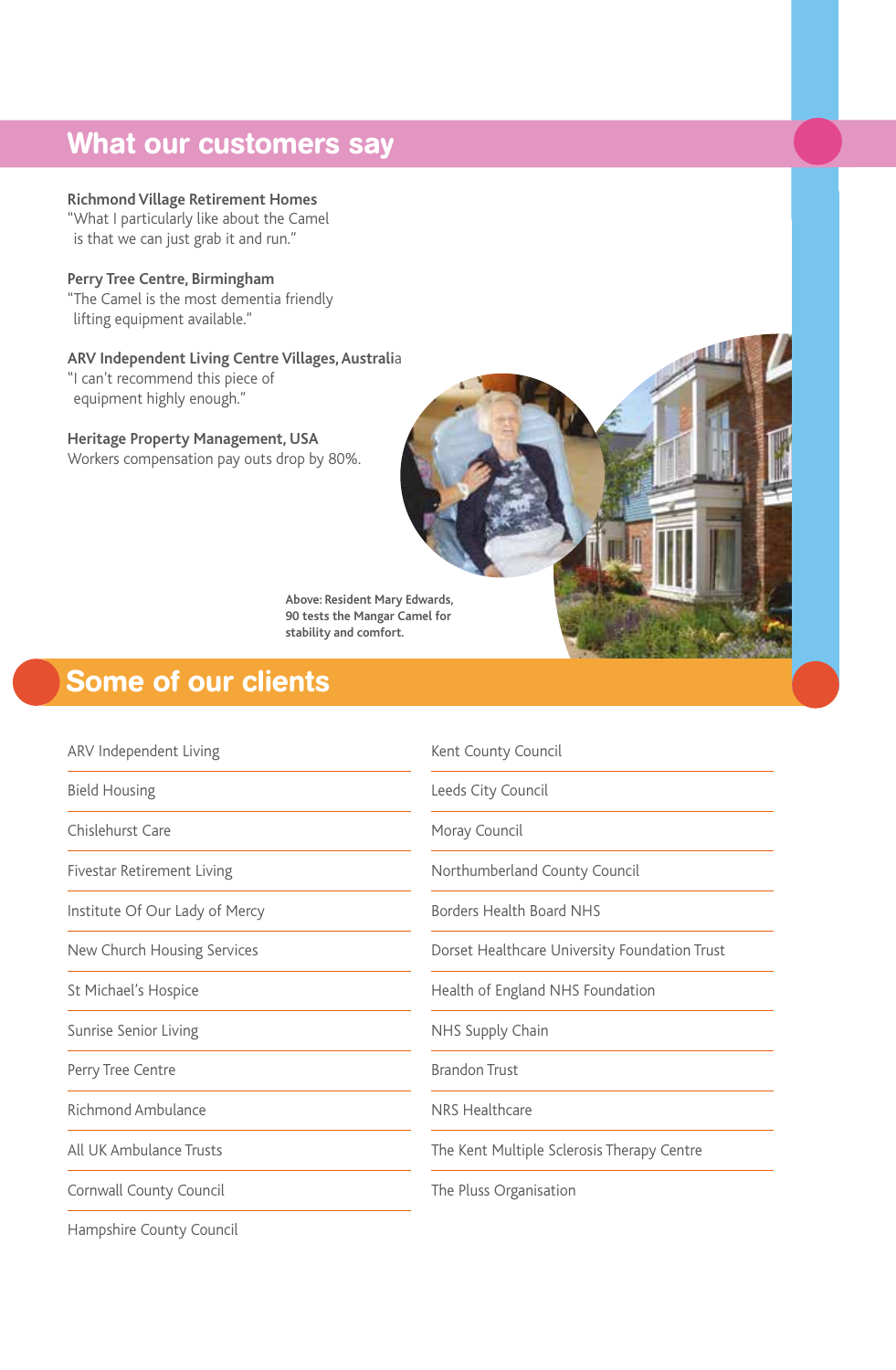## What our customers say

**Richmond Village Retirement Homes**
"What I particularly like about the Camel is that we can just grab it and run."

**Perry Tree Centre, Birmingham**
"The Camel is the most dementia friendly lifting equipment available."

**ARV Independent Living Centre Villages, Australia**
"I can't recommend this piece of equipment highly enough."

**Heritage Property Management, USA**
Workers compensation pay outs drop by 80%.

**Above: Resident Mary Edwards, 90 tests the Mangar Camel for stability and comfort.**

## Some of our clients

- ARV Independent Living
- Bield Housing
- Chislehurst Care
- Fivestar Retirement Living
- Institute Of Our Lady of Mercy
- New Church Housing Services
- St Michael's Hospice
- Sunrise Senior Living
- Perry Tree Centre
- Richmond Ambulance
- All UK Ambulance Trusts
- Cornwall County Council
- Hampshire County Council
- Kent County Council
- Leeds City Council
- Moray Council
- Northumberland County Council
- Borders Health Board NHS
- Dorset Healthcare University Foundation Trust
- Health of England NHS Foundation
- NHS Supply Chain
- Brandon Trust
- NRS Healthcare
- The Kent Multiple Sclerosis Therapy Centre
- The Pluss Organisation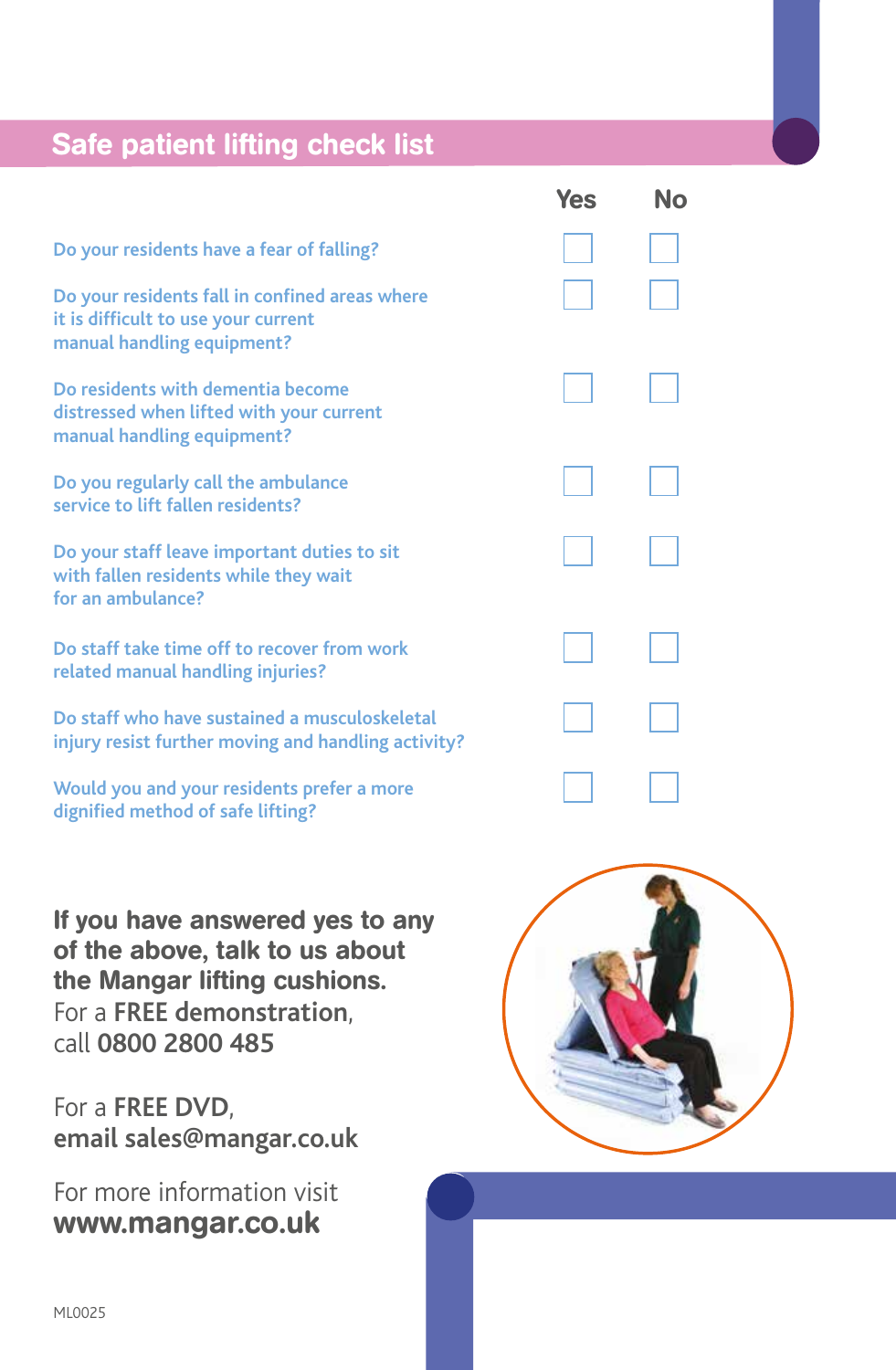## Safe patient lifting check list

| | Yes | No |
|---|---|---|
| Do your residents have a fear of falling? | ☐ | ☐ |
| Do your residents fall in confined areas where it is difficult to use your current manual handling equipment? | ☐ | ☐ |
| Do residents with dementia become distressed when lifted with your current manual handling equipment? | ☐ | ☐ |
| Do you regularly call the ambulance service to lift fallen residents? | ☐ | ☐ |
| Do your staff leave important duties to sit with fallen residents while they wait for an ambulance? | ☐ | ☐ |
| Do staff take time off to recover from work related manual handling injuries? | ☐ | ☐ |
| Do staff who have sustained a musculoskeletal injury resist further moving and handling activity? | ☐ | ☐ |
| Would you and your residents prefer a more dignified method of safe lifting? | ☐ | ☐ |

**If you have answered yes to any of the above, talk to us about the Mangar lifting cushions.**
For a **FREE demonstration**, call **0800 2800 485**

For a **FREE DVD**, **email sales@mangar.co.uk**

For more information visit
**www.mangar.co.uk**

ML0025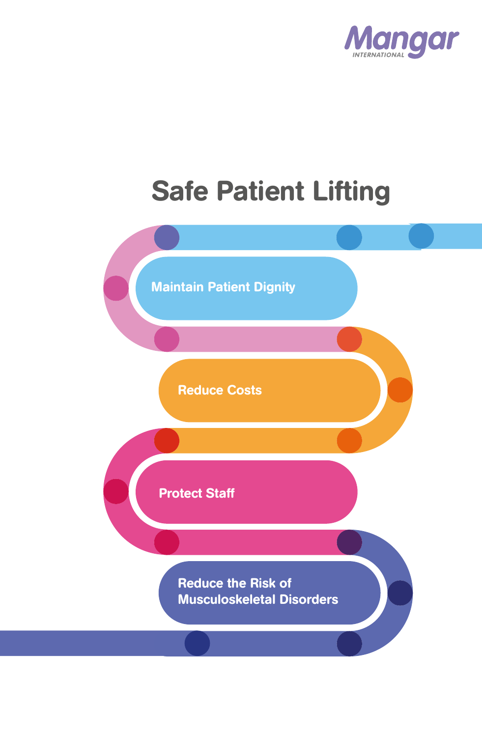# Safe Patient Lifting

- Maintain Patient Dignity
- Reduce Costs
- Protect Staff
- Reduce the Risk of Musculoskeletal Disorders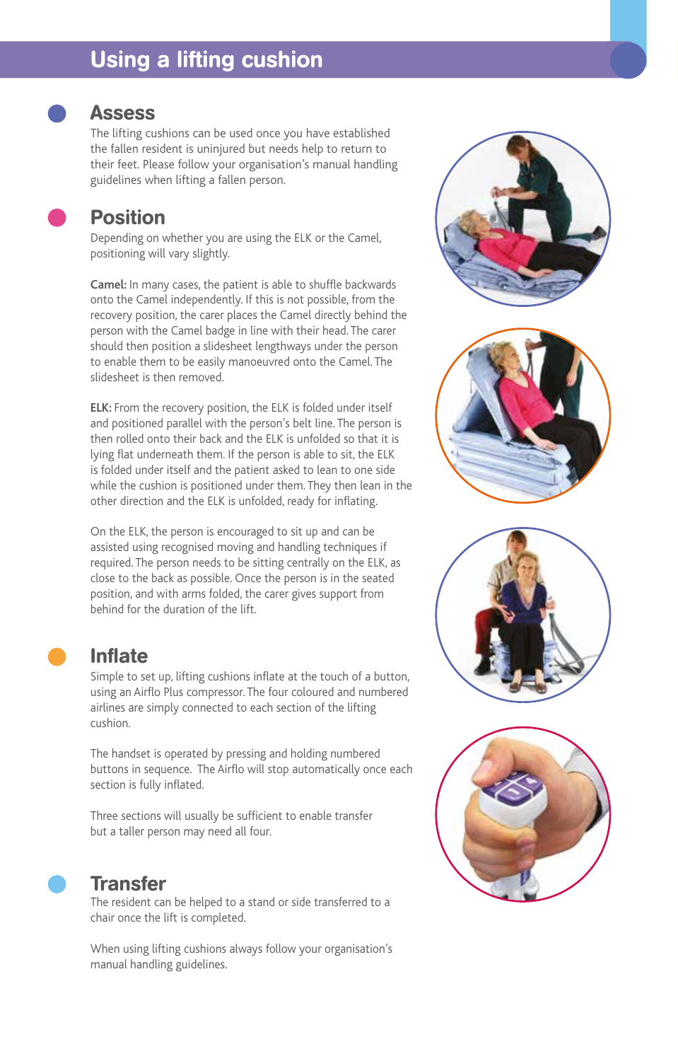# Using a lifting cushion

## Assess

The lifting cushions can be used once you have established the fallen resident is uninjured but needs help to return to their feet. Please follow your organisation's manual handling guidelines when lifting a fallen person.

## Position

Depending on whether you are using the ELK or the Camel, positioning will vary slightly.

**Camel:** In many cases, the patient is able to shuffle backwards onto the Camel independently. If this is not possible, from the recovery position, the carer places the Camel directly behind the person with the Camel badge in line with their head. The carer should then position a slidesheet lengthways under the person to enable them to be easily manoeuvred onto the Camel. The slidesheet is then removed.

**ELK:** From the recovery position, the ELK is folded under itself and positioned parallel with the person's belt line. The person is then rolled onto their back and the ELK is unfolded so that it is lying flat underneath them. If the person is able to sit, the ELK is folded under itself and the patient asked to lean to one side while the cushion is positioned under them. They then lean in the other direction and the ELK is unfolded, ready for inflating.

On the ELK, the person is encouraged to sit up and can be assisted using recognised moving and handling techniques if required. The person needs to be sitting centrally on the ELK, as close to the back as possible. Once the person is in the seated position, and with arms folded, the carer gives support from behind for the duration of the lift.

## Inflate

Simple to set up, lifting cushions inflate at the touch of a button, using an Airflo Plus compressor. The four coloured and numbered airlines are simply connected to each section of the lifting cushion.

The handset is operated by pressing and holding numbered buttons in sequence. The Airflo will stop automatically once each section is fully inflated.

Three sections will usually be sufficient to enable transfer but a taller person may need all four.

## Transfer

The resident can be helped to a stand or side transferred to a chair once the lift is completed.

When using lifting cushions always follow your organisation's manual handling guidelines.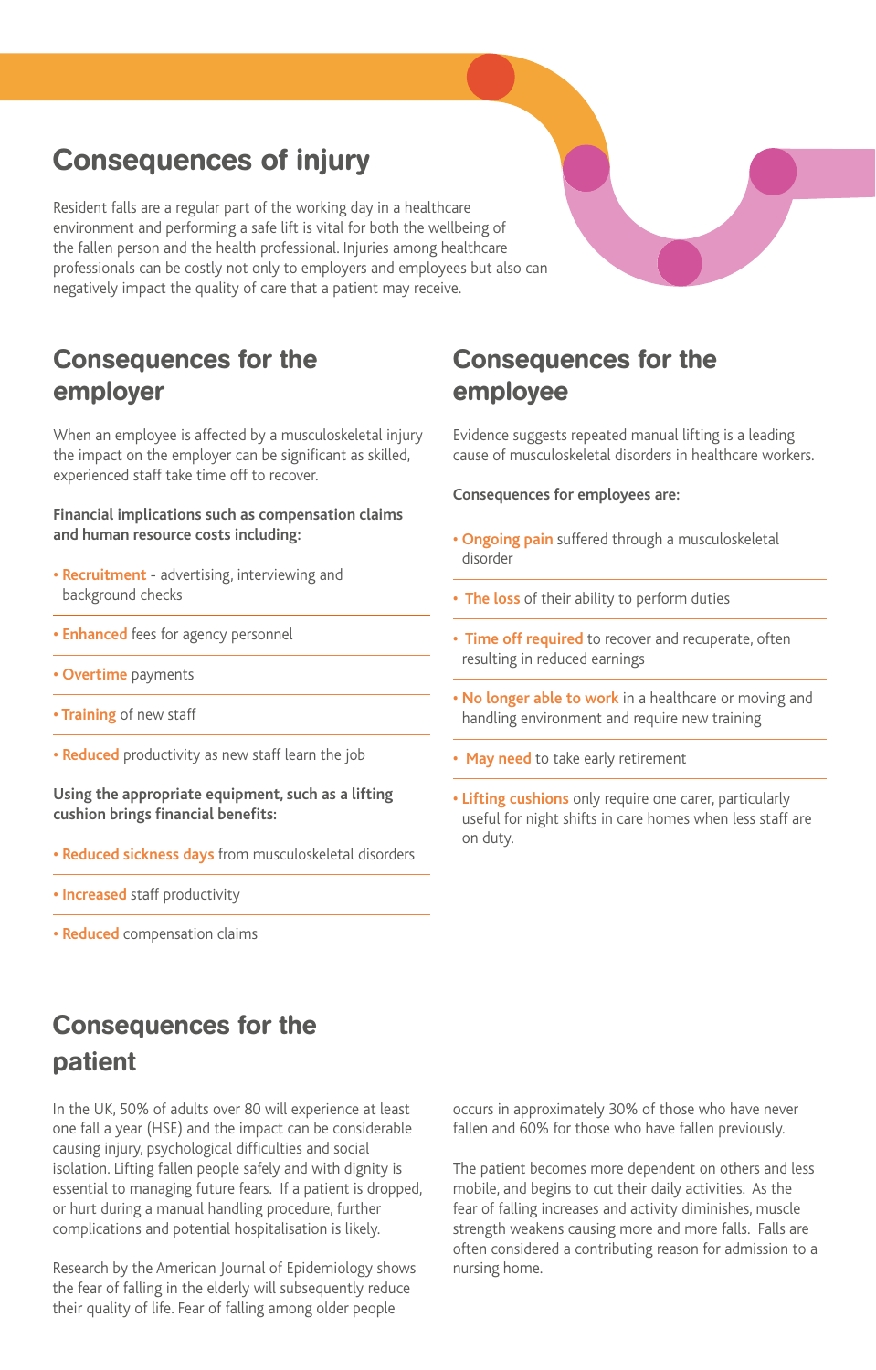## Consequences of injury

Resident falls are a regular part of the working day in a healthcare environment and performing a safe lift is vital for both the wellbeing of the fallen person and the health professional. Injuries among healthcare professionals can be costly not only to employers and employees but also can negatively impact the quality of care that a patient may receive.

## Consequences for the employer

When an employee is affected by a musculoskeletal injury the impact on the employer can be significant as skilled, experienced staff take time off to recover.

**Financial implications such as compensation claims and human resource costs including:**

- **Recruitment** - advertising, interviewing and background checks
- **Enhanced** fees for agency personnel
- **Overtime** payments
- **Training** of new staff
- **Reduced** productivity as new staff learn the job

**Using the appropriate equipment, such as a lifting cushion brings financial benefits:**

- **Reduced sickness days** from musculoskeletal disorders
- **Increased** staff productivity
- **Reduced** compensation claims

## Consequences for the employee

Evidence suggests repeated manual lifting is a leading cause of musculoskeletal disorders in healthcare workers.

**Consequences for employees are:**

- **Ongoing pain** suffered through a musculoskeletal disorder
- **The loss** of their ability to perform duties
- **Time off required** to recover and recuperate, often resulting in reduced earnings
- **No longer able to work** in a healthcare or moving and handling environment and require new training
- **May need** to take early retirement
- **Lifting cushions** only require one carer, particularly useful for night shifts in care homes when less staff are on duty.

## Consequences for the patient

In the UK, 50% of adults over 80 will experience at least one fall a year (HSE) and the impact can be considerable causing injury, psychological difficulties and social isolation. Lifting fallen people safely and with dignity is essential to managing future fears. If a patient is dropped, or hurt during a manual handling procedure, further complications and potential hospitalisation is likely.

Research by the American Journal of Epidemiology shows the fear of falling in the elderly will subsequently reduce their quality of life. Fear of falling among older people occurs in approximately 30% of those who have never fallen and 60% for those who have fallen previously.

The patient becomes more dependent on others and less mobile, and begins to cut their daily activities. As the fear of falling increases and activity diminishes, muscle strength weakens causing more and more falls. Falls are often considered a contributing reason for admission to a nursing home.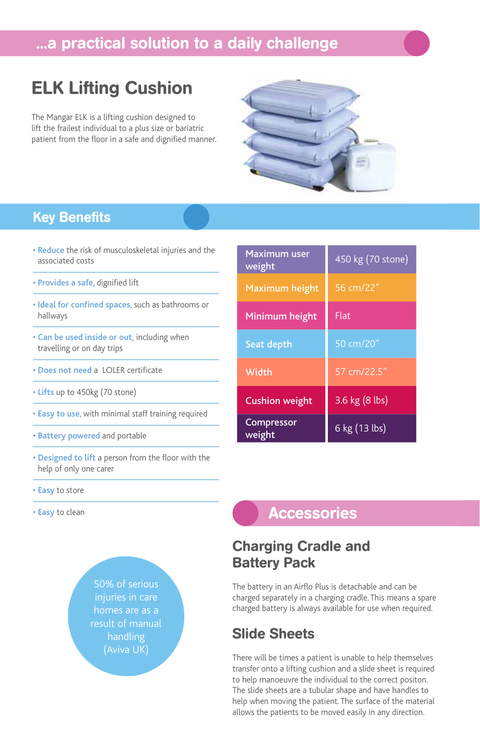## ...a practical solution to a daily challenge

# ELK Lifting Cushion

The Mangar ELK is a lifting cushion designed to lift the frailest individual to a plus size or bariatric patient from the floor in a safe and dignified manner.

## Key Benefits

- **Reduce** the risk of musculoskeletal injuries and the associated costs
- **Provides a safe,** dignified lift
- **Ideal for confined spaces,** such as bathrooms or hallways
- **Can be used inside or out,** including when travelling or on day trips
- **Does not need** a LOLER certificate
- **Lifts** up to 450kg (70 stone)
- **Easy to use,** with minimal staff training required
- **Battery powered** and portable
- **Designed to lift** a person from the floor with the help of only one carer
- **Easy** to store
- **Easy** to clean

50% of serious injuries in care homes are as a result of manual handling (Aviva UK)

| | |
|---|---|
| Maximum user weight | 450 kg (70 stone) |
| Maximum height | 56 cm/22" |
| Minimum height | Flat |
| Seat depth | 50 cm/20" |
| Width | 57 cm/22.5" |
| Cushion weight | 3.6 kg (8 lbs) |
| Compressor weight | 6 kg (13 lbs) |

## Accessories

### Charging Cradle and Battery Pack

The battery in an Airflo Plus is detachable and can be charged separately in a charging cradle. This means a spare charged battery is always available for use when required.

### Slide Sheets

There will be times a patient is unable to help themselves transfer onto a lifting cushion and a slide sheet is required to help manoeuvre the individual to the correct positon. The slide sheets are a tubular shape and have handles to help when moving the patient. The surface of the material allows the patients to be moved easily in any direction.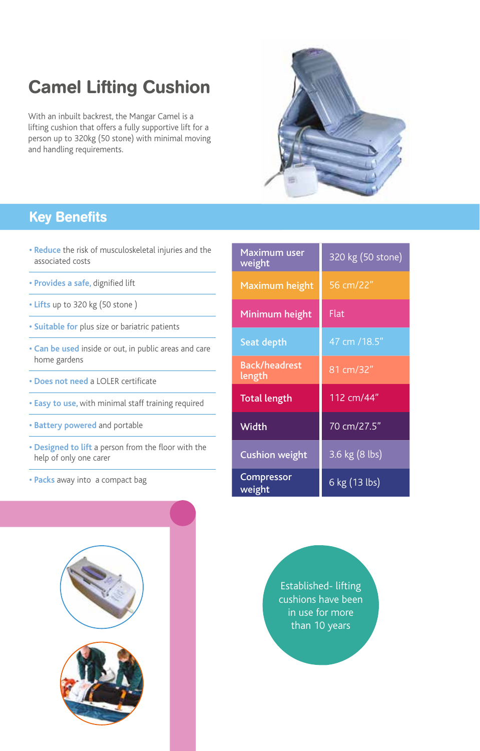# Camel Lifting Cushion

With an inbuilt backrest, the Mangar Camel is a lifting cushion that offers a fully supportive lift for a person up to 320kg (50 stone) with minimal moving and handling requirements.

## Key Benefits

- **Reduce** the risk of musculoskeletal injuries and the associated costs
- **Provides a safe,** dignified lift
- **Lifts** up to 320 kg (50 stone )
- **Suitable for** plus size or bariatric patients
- **Can be used** inside or out, in public areas and care home gardens
- **Does not need** a LOLER certificate
- **Easy to use,** with minimal staff training required
- **Battery powered** and portable
- **Designed to lift** a person from the floor with the help of only one carer
- **Packs** away into a compact bag

| | |
|---|---|
| Maximum user weight | 320 kg (50 stone) |
| Maximum height | 56 cm/22" |
| Minimum height | Flat |
| Seat depth | 47 cm /18.5" |
| Back/headrest length | 81 cm/32" |
| Total length | 112 cm/44" |
| Width | 70 cm/27.5" |
| Cushion weight | 3.6 kg (8 lbs) |
| Compressor weight | 6 kg (13 lbs) |

Established- lifting cushions have been in use for more than 10 years